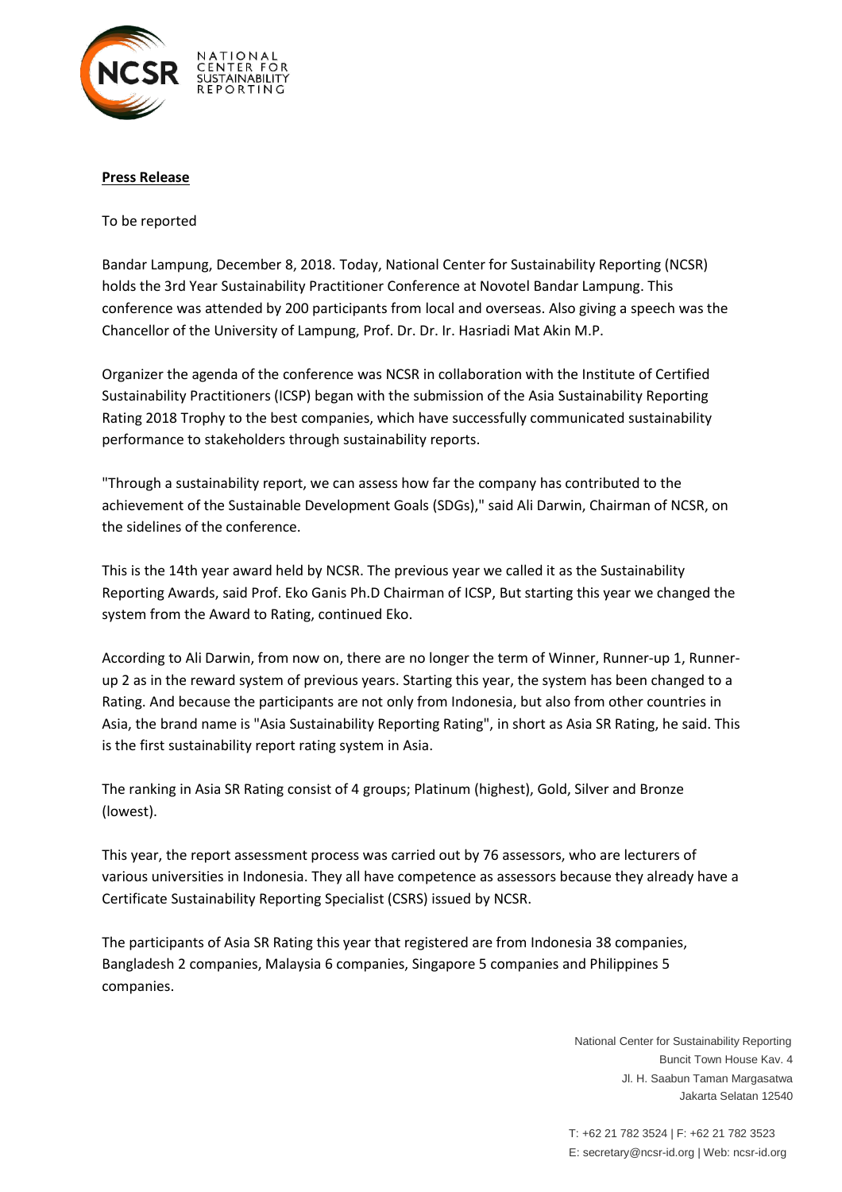**Press Release**

To be reported

Bandar Lampung, December 8, 2018. Today, National Center for Sustainability Reporting (NCSR) holds the 3rd Year Sustainability Practitioner Conference at Novotel Bandar Lampung. This conference was attended by 200 participants from local and overseas. Also giving a speech was the Chancellor of the University of Lampung, Prof. Dr. Dr. Ir. Hasriadi Mat Akin M.P.

Organizer the agenda of the conference was NCSR in collaboration with the Institute of Certified Sustainability Practitioners (ICSP) began with the submission of the Asia Sustainability Reporting Rating 2018 Trophy to the best companies, which have successfully communicated sustainability performance to stakeholders through sustainability reports.

"Through a sustainability report, we can assess how far the company has contributed to the achievement of the Sustainable Development Goals (SDGs)," said Ali Darwin, Chairman of NCSR, on the sidelines of the conference.

This is the 14th year award held by NCSR. The previous year we called it as the Sustainability Reporting Awards, said Prof. Eko Ganis Ph.D Chairman of ICSP, But starting this year we changed the system from the Award to Rating, continued Eko.

According to Ali Darwin, from now on, there are no longer the term of Winner, Runner-up 1, Runner-up 2 as in the reward system of previous years. Starting this year, the system has been changed to a Rating. And because the participants are not only from Indonesia, but also from other countries in Asia, the brand name is "Asia Sustainability Reporting Rating", in short as Asia SR Rating, he said. This is the first sustainability report rating system in Asia.

The ranking in Asia SR Rating consist of 4 groups; Platinum (highest), Gold, Silver and Bronze (lowest).

This year, the report assessment process was carried out by 76 assessors, who are lecturers of various universities in Indonesia. They all have competence as assessors because they already have a Certificate Sustainability Reporting Specialist (CSRS) issued by NCSR.

The participants of Asia SR Rating this year that registered are from Indonesia 38 companies, Bangladesh 2 companies, Malaysia 6 companies, Singapore 5 companies and Philippines 5 companies.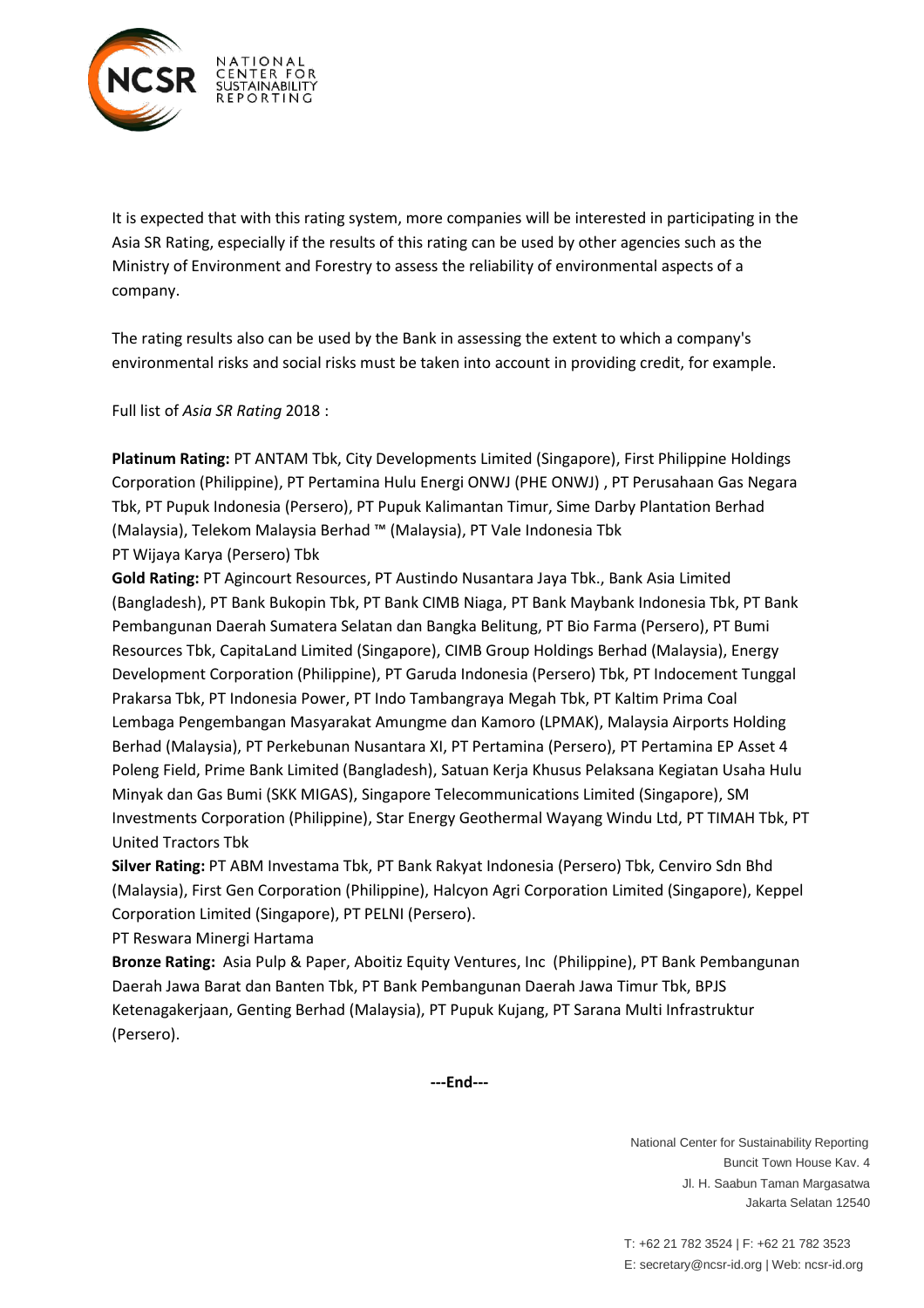It is expected that with this rating system, more companies will be interested in participating in the Asia SR Rating, especially if the results of this rating can be used by other agencies such as the Ministry of Environment and Forestry to assess the reliability of environmental aspects of a company.

The rating results also can be used by the Bank in assessing the extent to which a company's environmental risks and social risks must be taken into account in providing credit, for example.

Full list of *Asia SR Rating* 2018 :

**Platinum Rating:** PT ANTAM Tbk, City Developments Limited (Singapore), First Philippine Holdings Corporation (Philippine), PT Pertamina Hulu Energi ONWJ (PHE ONWJ) , PT Perusahaan Gas Negara Tbk, PT Pupuk Indonesia (Persero), PT Pupuk Kalimantan Timur, Sime Darby Plantation Berhad (Malaysia), Telekom Malaysia Berhad ™ (Malaysia), PT Vale Indonesia Tbk
PT Wijaya Karya (Persero) Tbk

**Gold Rating:** PT Agincourt Resources, PT Austindo Nusantara Jaya Tbk., Bank Asia Limited (Bangladesh), PT Bank Bukopin Tbk, PT Bank CIMB Niaga, PT Bank Maybank Indonesia Tbk, PT Bank Pembangunan Daerah Sumatera Selatan dan Bangka Belitung, PT Bio Farma (Persero), PT Bumi Resources Tbk, CapitaLand Limited (Singapore), CIMB Group Holdings Berhad (Malaysia), Energy Development Corporation (Philippine), PT Garuda Indonesia (Persero) Tbk, PT Indocement Tunggal Prakarsa Tbk, PT Indonesia Power, PT Indo Tambangraya Megah Tbk, PT Kaltim Prima Coal Lembaga Pengembangan Masyarakat Amungme dan Kamoro (LPMAK), Malaysia Airports Holding Berhad (Malaysia), PT Perkebunan Nusantara XI, PT Pertamina (Persero), PT Pertamina EP Asset 4 Poleng Field, Prime Bank Limited (Bangladesh), Satuan Kerja Khusus Pelaksana Kegiatan Usaha Hulu Minyak dan Gas Bumi (SKK MIGAS), Singapore Telecommunications Limited (Singapore), SM Investments Corporation (Philippine), Star Energy Geothermal Wayang Windu Ltd, PT TIMAH Tbk, PT United Tractors Tbk

**Silver Rating:** PT ABM Investama Tbk, PT Bank Rakyat Indonesia (Persero) Tbk, Cenviro Sdn Bhd (Malaysia), First Gen Corporation (Philippine), Halcyon Agri Corporation Limited (Singapore), Keppel Corporation Limited (Singapore), PT PELNI (Persero).
PT Reswara Minergi Hartama

**Bronze Rating:** Asia Pulp & Paper, Aboitiz Equity Ventures, Inc (Philippine), PT Bank Pembangunan Daerah Jawa Barat dan Banten Tbk, PT Bank Pembangunan Daerah Jawa Timur Tbk, BPJS Ketenagakerjaan, Genting Berhad (Malaysia), PT Pupuk Kujang, PT Sarana Multi Infrastruktur (Persero).

**---End---**

National Center for Sustainability Reporting
Buncit Town House Kav. 4
Jl. H. Saabun Taman Margasatwa
Jakarta Selatan 12540

T: +62 21 782 3524 | F: +62 21 782 3523
E: secretary@ncsr-id.org | Web: ncsr-id.org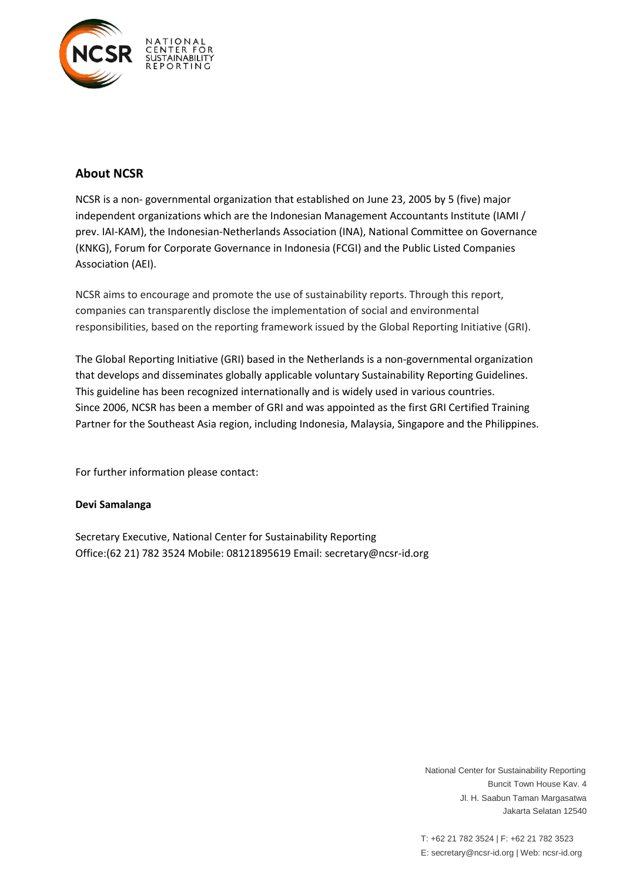## About NCSR

NCSR is a non- governmental organization that established on June 23, 2005 by 5 (five) major independent organizations which are the Indonesian Management Accountants Institute (IAMI / prev. IAI-KAM), the Indonesian-Netherlands Association (INA), National Committee on Governance (KNKG), Forum for Corporate Governance in Indonesia (FCGI) and the Public Listed Companies Association (AEI).

NCSR aims to encourage and promote the use of sustainability reports. Through this report, companies can transparently disclose the implementation of social and environmental responsibilities, based on the reporting framework issued by the Global Reporting Initiative (GRI).

The Global Reporting Initiative (GRI) based in the Netherlands is a non-governmental organization that develops and disseminates globally applicable voluntary Sustainability Reporting Guidelines. This guideline has been recognized internationally and is widely used in various countries. Since 2006, NCSR has been a member of GRI and was appointed as the first GRI Certified Training Partner for the Southeast Asia region, including Indonesia, Malaysia, Singapore and the Philippines.

For further information please contact:

**Devi Samalanga**

Secretary Executive, National Center for Sustainability Reporting
Office:(62 21) 782 3524 Mobile: 08121895619 Email: secretary@ncsr-id.org

National Center for Sustainability Reporting
Buncit Town House Kav. 4
Jl. H. Saabun Taman Margasatwa
Jakarta Selatan 12540

T: +62 21 782 3524 | F: +62 21 782 3523
E: secretary@ncsr-id.org | Web: ncsr-id.org